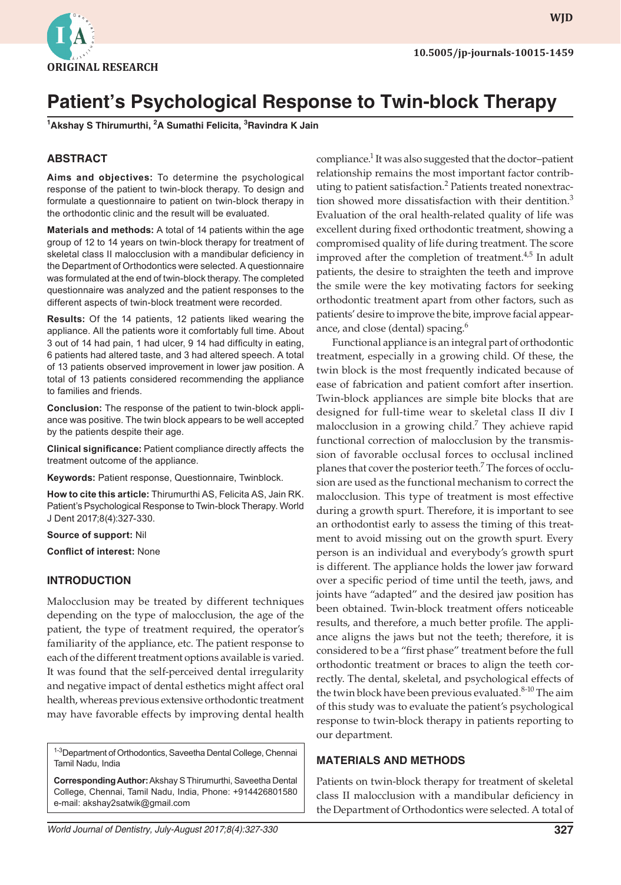ORIGINAL RESEARCH

10.5005/jp-journals-10015-1459

# Patient's Psychological Response to Twin-block Therapy

[1]Akshay S Thirumurthi, [2]A Sumathi Felicita, [3]Ravindra K Jain

## ABSTRACT

**Aims and objectives:** To determine the psychological response of the patient to twin-block therapy. To design and formulate a questionnaire to patient on twin-block therapy in the orthodontic clinic and the result will be evaluated.

**Materials and methods:** A total of 14 patients within the age group of 12 to 14 years on twin-block therapy for treatment of skeletal class II malocclusion with a mandibular deficiency in the Department of Orthodontics were selected. A questionnaire was formulated at the end of twin-block therapy. The completed questionnaire was analyzed and the patient responses to the different aspects of twin-block treatment were recorded.

**Results:** Of the 14 patients, 12 patients liked wearing the appliance. All the patients wore it comfortably full time. About 3 out of 14 had pain, 1 had ulcer, 9 14 had difficulty in eating, 6 patients had altered taste, and 3 had altered speech. A total of 13 patients observed improvement in lower jaw position. A total of 13 patients considered recommending the appliance to families and friends.

**Conclusion:** The response of the patient to twin-block appliance was positive. The twin block appears to be well accepted by the patients despite their age.

**Clinical significance:** Patient compliance directly affects the treatment outcome of the appliance.

**Keywords:** Patient response, Questionnaire, Twinblock.

**How to cite this article:** Thirumurthi AS, Felicita AS, Jain RK. Patient's Psychological Response to Twin-block Therapy. World J Dent 2017;8(4):327-330.

**Source of support:** Nil

**Conflict of interest:** None

## INTRODUCTION

Malocclusion may be treated by different techniques depending on the type of malocclusion, the age of the patient, the type of treatment required, the operator's familiarity of the appliance, etc. The patient response to each of the different treatment options available is varied. It was found that the self-perceived dental irregularity and negative impact of dental esthetics might affect oral health, whereas previous extensive orthodontic treatment may have favorable effects by improving dental health compliance.[1] It was also suggested that the doctor–patient relationship remains the most important factor contributing to patient satisfaction.[2] Patients treated nonextraction showed more dissatisfaction with their dentition.[3] Evaluation of the oral health-related quality of life was excellent during fixed orthodontic treatment, showing a compromised quality of life during treatment. The score improved after the completion of treatment.[4,5] In adult patients, the desire to straighten the teeth and improve the smile were the key motivating factors for seeking orthodontic treatment apart from other factors, such as patients' desire to improve the bite, improve facial appearance, and close (dental) spacing.[6]

Functional appliance is an integral part of orthodontic treatment, especially in a growing child. Of these, the twin block is the most frequently indicated because of ease of fabrication and patient comfort after insertion. Twin-block appliances are simple bite blocks that are designed for full-time wear to skeletal class II div I malocclusion in a growing child.[7] They achieve rapid functional correction of malocclusion by the transmission of favorable occlusal forces to occlusal inclined planes that cover the posterior teeth.[7] The forces of occlusion are used as the functional mechanism to correct the malocclusion. This type of treatment is most effective during a growth spurt. Therefore, it is important to see an orthodontist early to assess the timing of this treatment to avoid missing out on the growth spurt. Every person is an individual and everybody's growth spurt is different. The appliance holds the lower jaw forward over a specific period of time until the teeth, jaws, and joints have "adapted" and the desired jaw position has been obtained. Twin-block treatment offers noticeable results, and therefore, a much better profile. The appliance aligns the jaws but not the teeth; therefore, it is considered to be a "first phase" treatment before the full orthodontic treatment or braces to align the teeth correctly. The dental, skeletal, and psychological effects of the twin block have been previous evaluated.[8-10] The aim of this study was to evaluate the patient's psychological response to twin-block therapy in patients reporting to our department.

## MATERIALS AND METHODS

Patients on twin-block therapy for treatment of skeletal class II malocclusion with a mandibular deficiency in the Department of Orthodontics were selected. A total of

[1-3]Department of Orthodontics, Saveetha Dental College, Chennai Tamil Nadu, India

**Corresponding Author:** Akshay S Thirumurthi, Saveetha Dental College, Chennai, Tamil Nadu, India, Phone: +914426801580 e-mail: akshay2satwik@gmail.com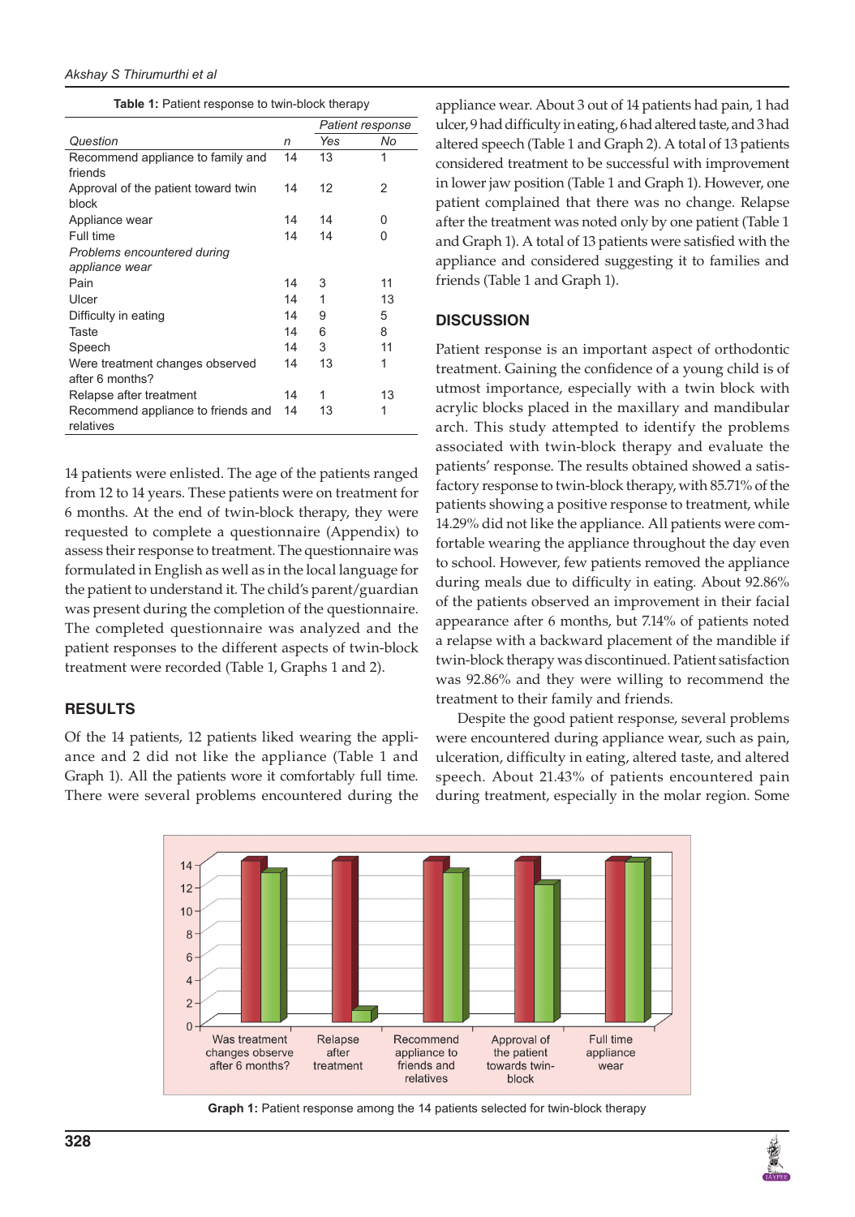**Table 1:** Patient response to twin-block therapy

| Question | n | Patient response | |
|---|---|---|---|
| | | Yes | No |
| Recommend appliance to family and friends | 14 | 13 | 1 |
| Approval of the patient toward twin block | 14 | 12 | 2 |
| Appliance wear | 14 | 14 | 0 |
| Full time | 14 | 14 | 0 |
| *Problems encountered during appliance wear* | | | |
| Pain | 14 | 3 | 11 |
| Ulcer | 14 | 1 | 13 |
| Difficulty in eating | 14 | 9 | 5 |
| Taste | 14 | 6 | 8 |
| Speech | 14 | 3 | 11 |
| Were treatment changes observed after 6 months? | 14 | 13 | 1 |
| Relapse after treatment | 14 | 1 | 13 |
| Recommend appliance to friends and relatives | 14 | 13 | 1 |

14 patients were enlisted. The age of the patients ranged from 12 to 14 years. These patients were on treatment for 6 months. At the end of twin-block therapy, they were requested to complete a questionnaire (Appendix) to assess their response to treatment. The questionnaire was formulated in English as well as in the local language for the patient to understand it. The child's parent/guardian was present during the completion of the questionnaire. The completed questionnaire was analyzed and the patient responses to the different aspects of twin-block treatment were recorded (Table 1, Graphs 1 and 2).

## RESULTS

Of the 14 patients, 12 patients liked wearing the appliance and 2 did not like the appliance (Table 1 and Graph 1). All the patients wore it comfortably full time. There were several problems encountered during the appliance wear. About 3 out of 14 patients had pain, 1 had ulcer, 9 had difficulty in eating, 6 had altered taste, and 3 had altered speech (Table 1 and Graph 2). A total of 13 patients considered treatment to be successful with improvement in lower jaw position (Table 1 and Graph 1). However, one patient complained that there was no change. Relapse after the treatment was noted only by one patient (Table 1 and Graph 1). A total of 13 patients were satisfied with the appliance and considered suggesting it to families and friends (Table 1 and Graph 1).

## DISCUSSION

Patient response is an important aspect of orthodontic treatment. Gaining the confidence of a young child is of utmost importance, especially with a twin block with acrylic blocks placed in the maxillary and mandibular arch. This study attempted to identify the problems associated with twin-block therapy and evaluate the patients' response. The results obtained showed a satisfactory response to twin-block therapy, with 85.71% of the patients showing a positive response to treatment, while 14.29% did not like the appliance. All patients were comfortable wearing the appliance throughout the day even to school. However, few patients removed the appliance during meals due to difficulty in eating. About 92.86% of the patients observed an improvement in their facial appearance after 6 months, but 7.14% of patients noted a relapse with a backward placement of the mandible if twin-block therapy was discontinued. Patient satisfaction was 92.86% and they were willing to recommend the treatment to their family and friends.

Despite the good patient response, several problems were encountered during appliance wear, such as pain, ulceration, difficulty in eating, altered taste, and altered speech. About 21.43% of patients encountered pain during treatment, especially in the molar region. Some

**Graph 1:** Patient response among the 14 patients selected for twin-block therapy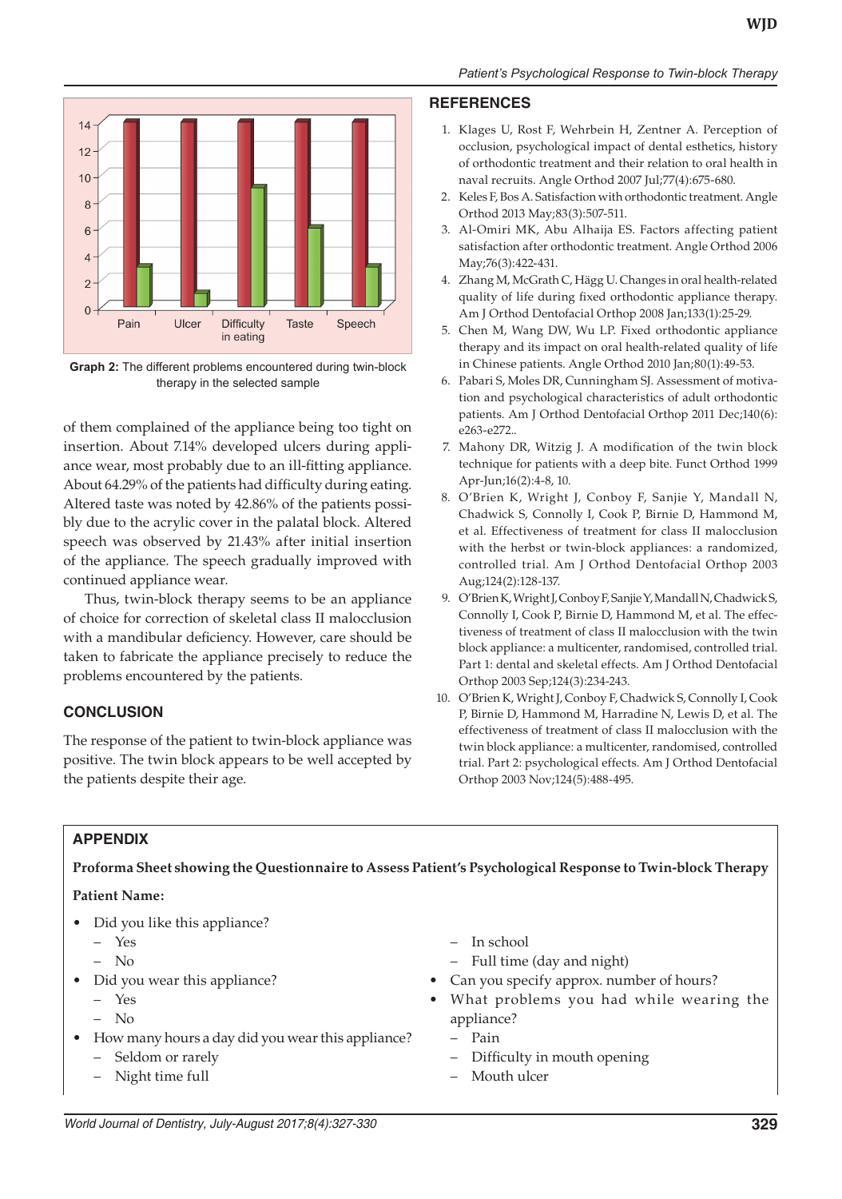Graph 2: The different problems encountered during twin-block therapy in the selected sample

of them complained of the appliance being too tight on insertion. About 7.14% developed ulcers during appliance wear, most probably due to an ill-fitting appliance. About 64.29% of the patients had difficulty during eating. Altered taste was noted by 42.86% of the patients possibly due to the acrylic cover in the palatal block. Altered speech was observed by 21.43% after initial insertion of the appliance. The speech gradually improved with continued appliance wear.

Thus, twin-block therapy seems to be an appliance of choice for correction of skeletal class II malocclusion with a mandibular deficiency. However, care should be taken to fabricate the appliance precisely to reduce the problems encountered by the patients.

## CONCLUSION

The response of the patient to twin-block appliance was positive. The twin block appears to be well accepted by the patients despite their age.

## REFERENCES

1. Klages U, Rost F, Wehrbein H, Zentner A. Perception of occlusion, psychological impact of dental esthetics, history of orthodontic treatment and their relation to oral health in naval recruits. Angle Orthod 2007 Jul;77(4):675-680.
2. Keles F, Bos A. Satisfaction with orthodontic treatment. Angle Orthod 2013 May;83(3):507-511.
3. Al-Omiri MK, Abu Alhaija ES. Factors affecting patient satisfaction after orthodontic treatment. Angle Orthod 2006 May;76(3):422-431.
4. Zhang M, McGrath C, Hägg U. Changes in oral health-related quality of life during fixed orthodontic appliance therapy. Am J Orthod Dentofacial Orthop 2008 Jan;133(1):25-29.
5. Chen M, Wang DW, Wu LP. Fixed orthodontic appliance therapy and its impact on oral health-related quality of life in Chinese patients. Angle Orthod 2010 Jan;80(1):49-53.
6. Pabari S, Moles DR, Cunningham SJ. Assessment of motivation and psychological characteristics of adult orthodontic patients. Am J Orthod Dentofacial Orthop 2011 Dec;140(6): e263-e272..
7. Mahony DR, Witzig J. A modification of the twin block technique for patients with a deep bite. Funct Orthod 1999 Apr-Jun;16(2):4-8, 10.
8. O'Brien K, Wright J, Conboy F, Sanjie Y, Mandall N, Chadwick S, Connolly I, Cook P, Birnie D, Hammond M, et al. Effectiveness of treatment for class II malocclusion with the herbst or twin-block appliances: a randomized, controlled trial. Am J Orthod Dentofacial Orthop 2003 Aug;124(2):128-137.
9. O'Brien K, Wright J, Conboy F, Sanjie Y, Mandall N, Chadwick S, Connolly I, Cook P, Birnie D, Hammond M, et al. The effectiveness of treatment of class II malocclusion with the twin block appliance: a multicenter, randomised, controlled trial. Part 1: dental and skeletal effects. Am J Orthod Dentofacial Orthop 2003 Sep;124(3):234-243.
10. O'Brien K, Wright J, Conboy F, Chadwick S, Connolly I, Cook P, Birnie D, Hammond M, Harradine N, Lewis D, et al. The effectiveness of treatment of class II malocclusion with the twin block appliance: a multicenter, randomised, controlled trial. Part 2: psychological effects. Am J Orthod Dentofacial Orthop 2003 Nov;124(5):488-495.

## APPENDIX

**Proforma Sheet showing the Questionnaire to Assess Patient's Psychological Response to Twin-block Therapy**

**Patient Name:**

- Did you like this appliance?
  - Yes
  - No
- Did you wear this appliance?
  - Yes
  - No
- How many hours a day did you wear this appliance?
  - Seldom or rarely
  - Night time full
  - In school
  - Full time (day and night)
- Can you specify approx. number of hours?
- What problems you had while wearing the appliance?
  - Pain
  - Difficulty in mouth opening
  - Mouth ulcer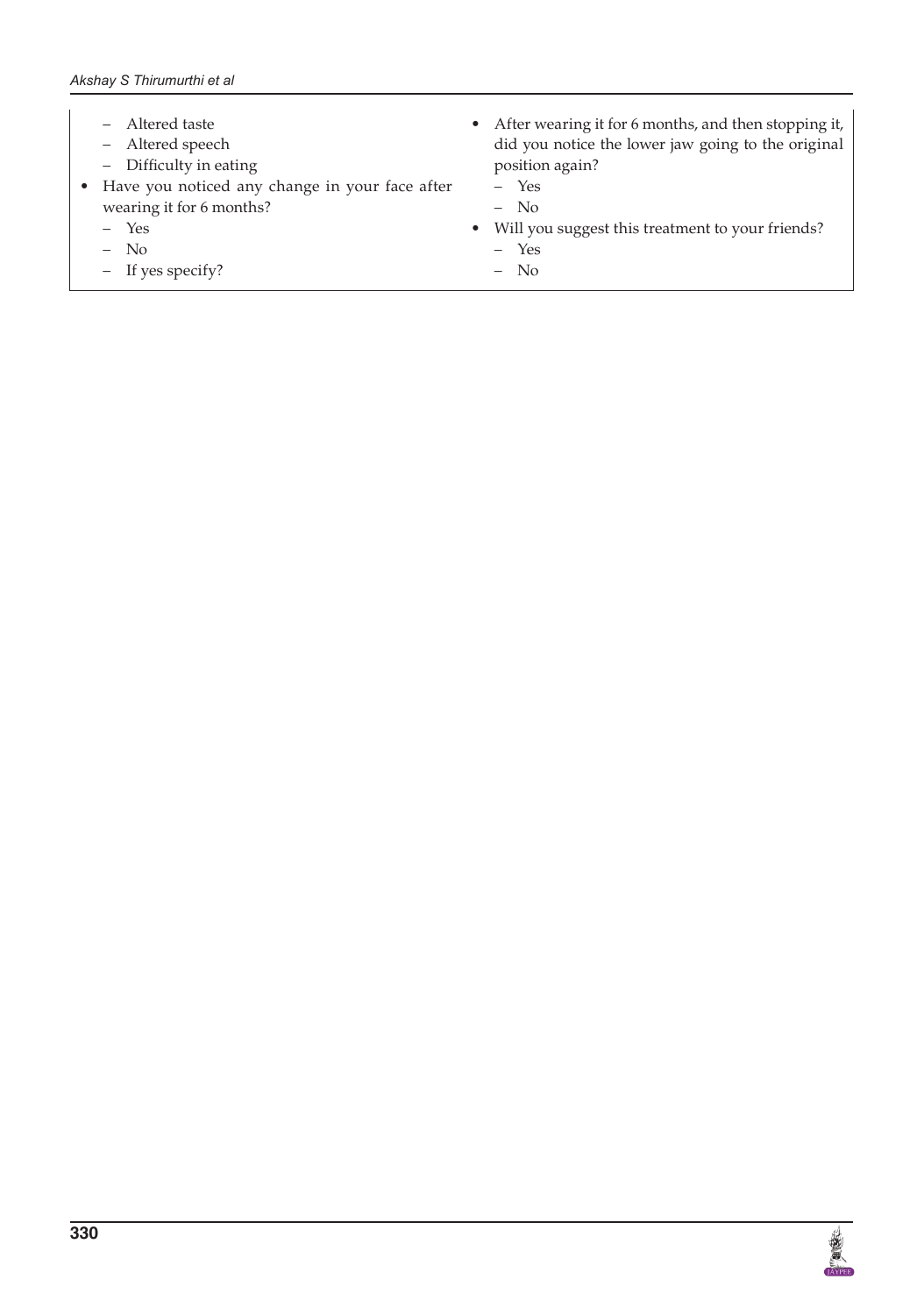- Altered taste
  - Altered speech
  - Difficulty in eating
- Have you noticed any change in your face after wearing it for 6 months?
  - Yes
  - No
  - If yes specify?
- After wearing it for 6 months, and then stopping it, did you notice the lower jaw going to the original position again?
  - Yes
  - No
- Will you suggest this treatment to your friends?
  - Yes
  - No